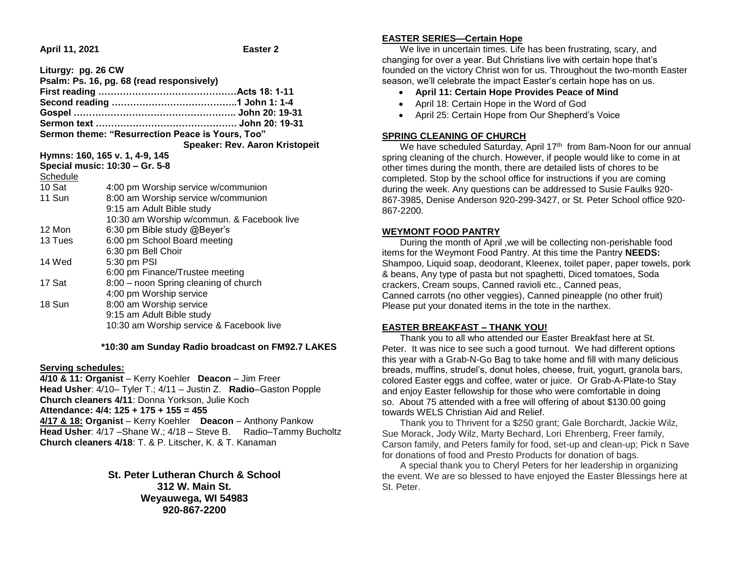**April 11, 2021** **Easter 2**

**Liturgy: pg. 26 CW**
**Psalm: Ps. 16, pg. 68 (read responsively)**
**First reading ………………………………………Acts 18: 1-11**
**Second reading …………………………………..1 John 1: 1-4**
**Gospel …………………………………………….. John 20: 19-31**
**Sermon text ………………………………………. John 20: 19-31**
**Sermon theme: "Resurrection Peace is Yours, Too"**
**Speaker: Rev. Aaron Kristopeit**

**Hymns: 160, 165 v. 1, 4-9, 145**
**Special music: 10:30 – Gr. 5-8**

Schedule

| | |
|---|---|
| 10 Sat | 4:00 pm Worship service w/communion |
| 11 Sun | 8:00 am Worship service w/communion |
| | 9:15 am Adult Bible study |
| | 10:30 am Worship w/commun. & Facebook live |
| 12 Mon | 6:30 pm Bible study @Beyer's |
| 13 Tues | 6:00 pm School Board meeting |
| | 6:30 pm Bell Choir |
| 14 Wed | 5:30 pm PSI |
| | 6:00 pm Finance/Trustee meeting |
| 17 Sat | 8:00 – noon Spring cleaning of church |
| | 4:00 pm Worship service |
| 18 Sun | 8:00 am Worship service |
| | 9:15 am Adult Bible study |
| | 10:30 am Worship service & Facebook live |

**\*10:30 am Sunday Radio broadcast on FM92.7 LAKES**

**Serving schedules:**

**4/10 & 11: Organist** – Kerry Koehler **Deacon** – Jim Freer
**Head Usher**: 4/10– Tyler T.; 4/11 – Justin Z. **Radio**–Gaston Popple
**Church cleaners 4/11**: Donna Yorkson, Julie Koch
**Attendance: 4/4: 125 + 175 + 155 = 455**
**4/17 & 18: Organist** – Kerry Koehler **Deacon** – Anthony Pankow
**Head Usher**: 4/17 –Shane W.; 4/18 – Steve B. Radio–Tammy Bucholtz
**Church cleaners 4/18**: T. & P. Litscher, K. & T. Kanaman

**St. Peter Lutheran Church & School**
**312 W. Main St.**
**Weyauwega, WI 54983**
**920-867-2200**

## EASTER SERIES—Certain Hope

We live in uncertain times. Life has been frustrating, scary, and changing for over a year. But Christians live with certain hope that's founded on the victory Christ won for us. Throughout the two-month Easter season, we'll celebrate the impact Easter's certain hope has on us.

- **April 11: Certain Hope Provides Peace of Mind**
- April 18: Certain Hope in the Word of God
- April 25: Certain Hope from Our Shepherd's Voice

## SPRING CLEANING OF CHURCH

We have scheduled Saturday, April 17th from 8am-Noon for our annual spring cleaning of the church. However, if people would like to come in at other times during the month, there are detailed lists of chores to be completed. Stop by the school office for instructions if you are coming during the week. Any questions can be addressed to Susie Faulks 920-867-3985, Denise Anderson 920-299-3427, or St. Peter School office 920-867-2200.

## WEYMONT FOOD PANTRY

During the month of April ,we will be collecting non-perishable food items for the Weymont Food Pantry. At this time the Pantry **NEEDS:** Shampoo, Liquid soap, deodorant, Kleenex, toilet paper, paper towels, pork & beans, Any type of pasta but not spaghetti, Diced tomatoes, Soda crackers, Cream soups, Canned ravioli etc., Canned peas, Canned carrots (no other veggies), Canned pineapple (no other fruit) Please put your donated items in the tote in the narthex.

## EASTER BREAKFAST – THANK YOU!

Thank you to all who attended our Easter Breakfast here at St. Peter. It was nice to see such a good turnout. We had different options this year with a Grab-N-Go Bag to take home and fill with many delicious breads, muffins, strudel's, donut holes, cheese, fruit, yogurt, granola bars, colored Easter eggs and coffee, water or juice. Or Grab-A-Plate-to Stay and enjoy Easter fellowship for those who were comfortable in doing so. About 75 attended with a free will offering of about $130.00 going towards WELS Christian Aid and Relief.

Thank you to Thrivent for a $250 grant; Gale Borchardt, Jackie Wilz, Sue Morack, Jody Wilz, Marty Bechard, Lori Ehrenberg, Freer family, Carson family, and Peters family for food, set-up and clean-up; Pick n Save for donations of food and Presto Products for donation of bags.

A special thank you to Cheryl Peters for her leadership in organizing the event. We are so blessed to have enjoyed the Easter Blessings here at St. Peter.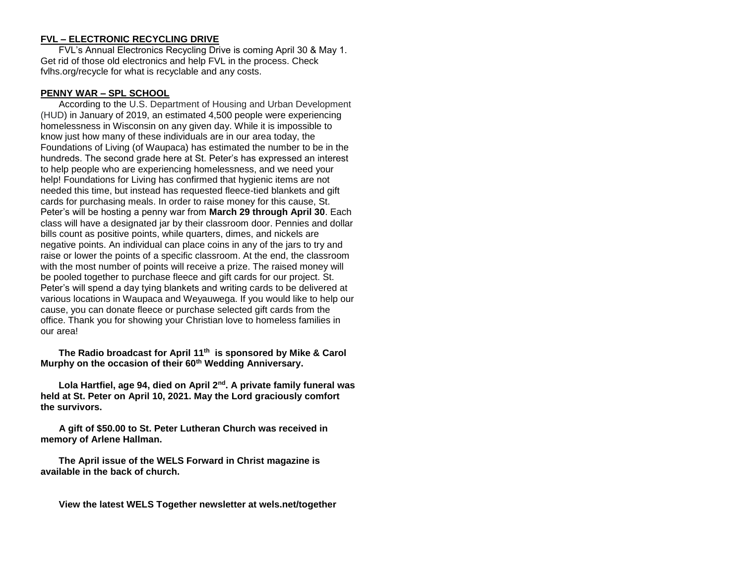**FVL – ELECTRONIC RECYCLING DRIVE**

FVL's Annual Electronics Recycling Drive is coming April 30 & May 1. Get rid of those old electronics and help FVL in the process. Check fvlhs.org/recycle for what is recyclable and any costs.

**PENNY WAR – SPL SCHOOL**

According to the U.S. Department of Housing and Urban Development (HUD) in January of 2019, an estimated 4,500 people were experiencing homelessness in Wisconsin on any given day. While it is impossible to know just how many of these individuals are in our area today, the Foundations of Living (of Waupaca) has estimated the number to be in the hundreds. The second grade here at St. Peter's has expressed an interest to help people who are experiencing homelessness, and we need your help! Foundations for Living has confirmed that hygienic items are not needed this time, but instead has requested fleece-tied blankets and gift cards for purchasing meals. In order to raise money for this cause, St. Peter's will be hosting a penny war from **March 29 through April 30**. Each class will have a designated jar by their classroom door. Pennies and dollar bills count as positive points, while quarters, dimes, and nickels are negative points. An individual can place coins in any of the jars to try and raise or lower the points of a specific classroom. At the end, the classroom with the most number of points will receive a prize. The raised money will be pooled together to purchase fleece and gift cards for our project. St. Peter's will spend a day tying blankets and writing cards to be delivered at various locations in Waupaca and Weyauwega. If you would like to help our cause, you can donate fleece or purchase selected gift cards from the office. Thank you for showing your Christian love to homeless families in our area!

**The Radio broadcast for April 11th is sponsored by Mike & Carol Murphy on the occasion of their 60th Wedding Anniversary.**

**Lola Hartfiel, age 94, died on April 2nd. A private family funeral was held at St. Peter on April 10, 2021. May the Lord graciously comfort the survivors.**

**A gift of $50.00 to St. Peter Lutheran Church was received in memory of Arlene Hallman.**

**The April issue of the WELS Forward in Christ magazine is available in the back of church.**

**View the latest WELS Together newsletter at wels.net/together**